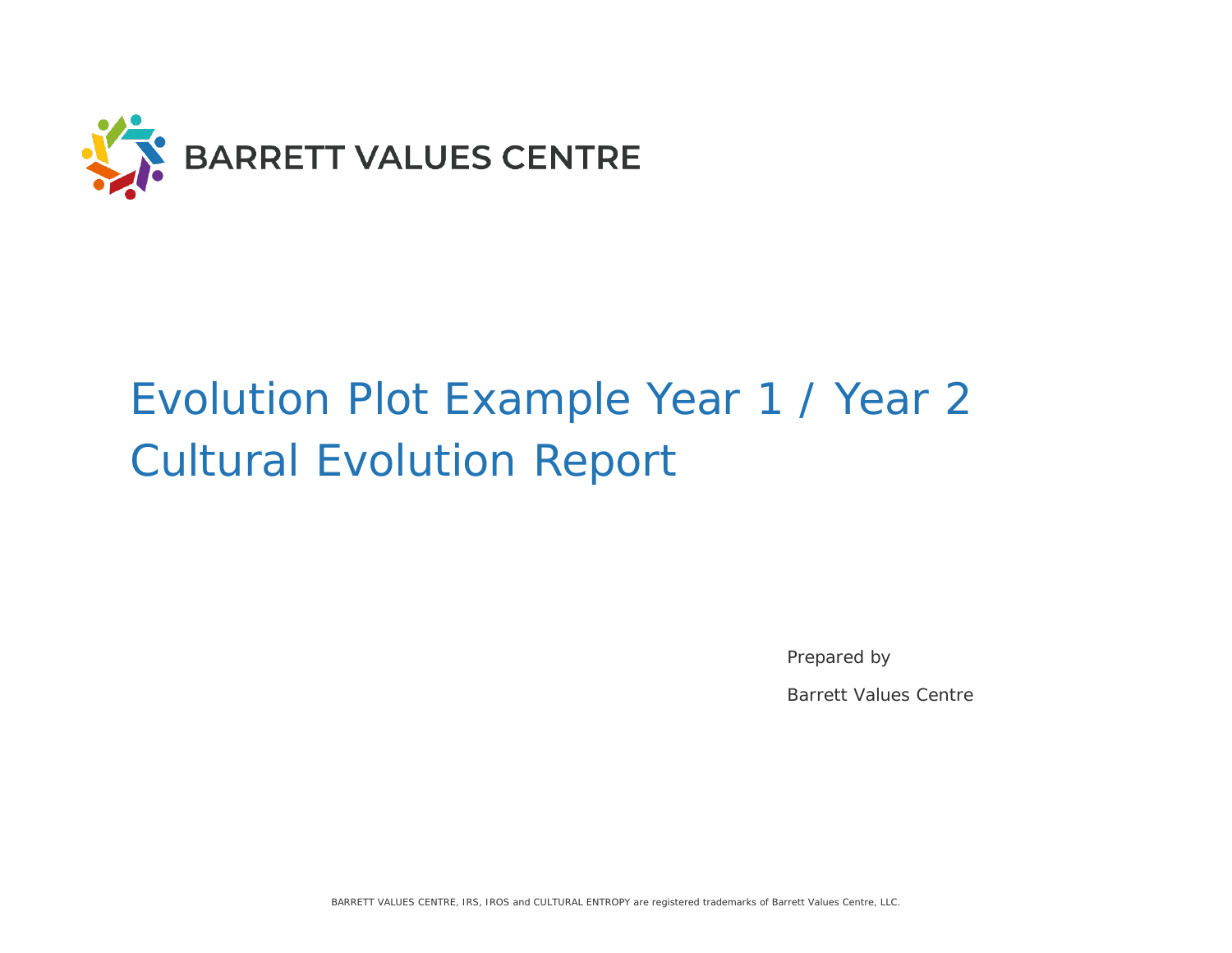BARRETT VALUES CENTRE

# Evolution Plot Example Year 1 / Year 2 Cultural Evolution Report

Prepared by

Barrett Values Centre

BARRETT VALUES CENTRE, IRS, IROS and CULTURAL ENTROPY are registered trademarks of Barrett Values Centre, LLC.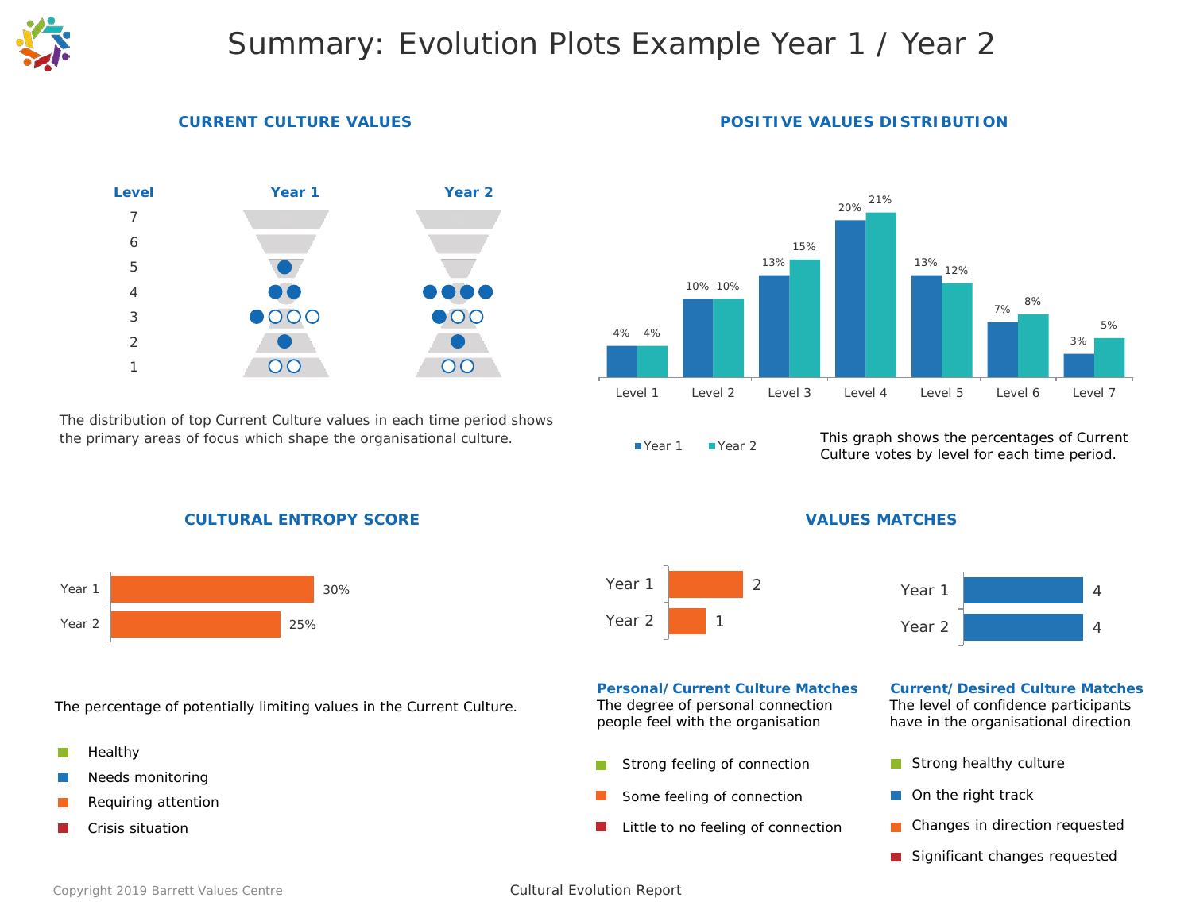# Summary: Evolution Plots Example Year 1 / Year 2

## CURRENT CULTURE VALUES

| Level | Year 1 | Year 2 |
|---|---|---|
| 7 | | |
| 6 | | |
| 5 | ● | |
| 4 | ● ● | ● ● ● ● |
| 3 | ● ○ ○ ○ | ● ○ ○ |
| 2 | ● | ● |
| 1 | ○ ○ | ○ ○ |

The distribution of top Current Culture values in each time period shows the primary areas of focus which shape the organisational culture.

## POSITIVE VALUES DISTRIBUTION

| | Level 1 | Level 2 | Level 3 | Level 4 | Level 5 | Level 6 | Level 7 |
|---|---|---|---|---|---|---|---|
| Year 1 | 4% | 10% | 13% | 20% | 13% | 7% | 3% |
| Year 2 | 4% | 10% | 15% | 21% | 12% | 8% | 5% |

This graph shows the percentages of Current Culture votes by level for each time period.

## CULTURAL ENTROPY SCORE

| | Score |
|---|---|
| Year 1 | 30% |
| Year 2 | 25% |

The percentage of potentially limiting values in the Current Culture.

- Healthy
- Needs monitoring
- Requiring attention
- Crisis situation

## VALUES MATCHES

| | Personal/Current Culture Matches | Current/Desired Culture Matches |
|---|---|---|
| Year 1 | 2 | 4 |
| Year 2 | 1 | 4 |

**Personal/Current Culture Matches**
The degree of personal connection people feel with the organisation

- Strong feeling of connection
- Some feeling of connection
- Little to no feeling of connection

**Current/Desired Culture Matches**
The level of confidence participants have in the organisational direction

- Strong healthy culture
- On the right track
- Changes in direction requested
- Significant changes requested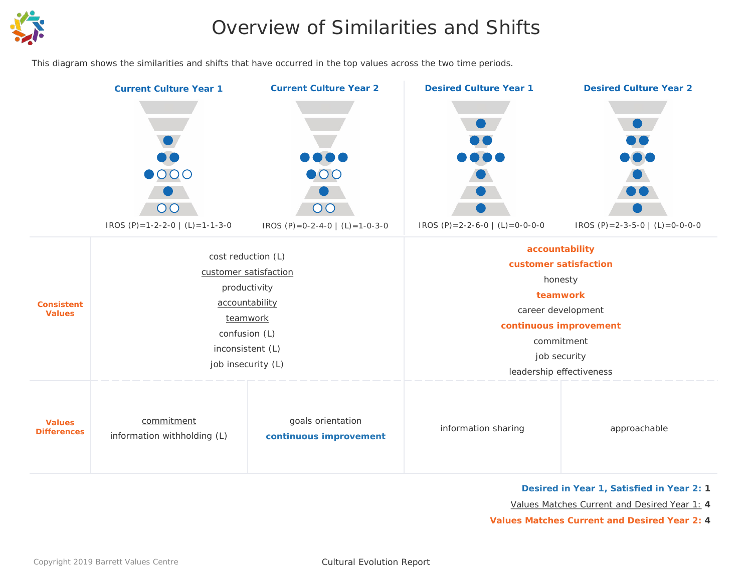# Overview of Similarities and Shifts

This diagram shows the similarities and shifts that have occurred in the top values across the two time periods.

| | Current Culture Year 1 | Current Culture Year 2 | Desired Culture Year 1 | Desired Culture Year 2 |
|---|---|---|---|---|
| | IROS (P)=1-2-2-0 \| (L)=1-1-3-0 | IROS (P)=0-2-4-0 \| (L)=1-0-3-0 | IROS (P)=2-2-6-0 \| (L)=0-0-0-0 | IROS (P)=2-3-5-0 \| (L)=0-0-0-0 |
| **Consistent Values** | cost reduction (L)<br>customer satisfaction<br>productivity<br>accountability<br>teamwork<br>confusion (L)<br>inconsistent (L)<br>job insecurity (L) | | **accountability**<br>**customer satisfaction**<br>honesty<br>**teamwork**<br>career development<br>**continuous improvement**<br>commitment<br>job security<br>leadership effectiveness | |
| **Values Differences** | commitment<br>information withholding (L) | goals orientation<br>**continuous improvement** | information sharing | approachable |

**Desired in Year 1, Satisfied in Year 2:** **1**

Values Matches Current and Desired Year 1: **4**

**Values Matches Current and Desired Year 2:** **4**

Copyright 2019 Barrett Values Centre

Cultural Evolution Report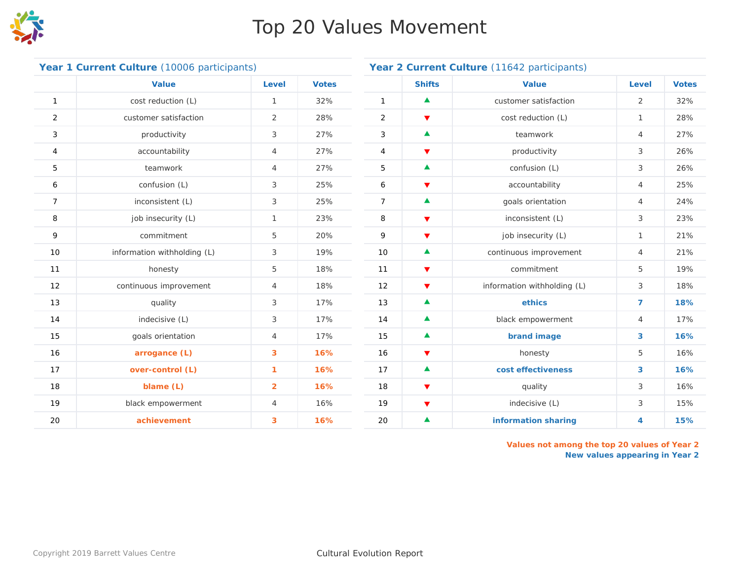# Top 20 Values Movement

**Year 1 Current Culture** (10006 participants)

| | Value | Level | Votes |
|---|---|---|---|
| 1 | cost reduction (L) | 1 | 32% |
| 2 | customer satisfaction | 2 | 28% |
| 3 | productivity | 3 | 27% |
| 4 | accountability | 4 | 27% |
| 5 | teamwork | 4 | 27% |
| 6 | confusion (L) | 3 | 25% |
| 7 | inconsistent (L) | 3 | 25% |
| 8 | job insecurity (L) | 1 | 23% |
| 9 | commitment | 5 | 20% |
| 10 | information withholding (L) | 3 | 19% |
| 11 | honesty | 5 | 18% |
| 12 | continuous improvement | 4 | 18% |
| 13 | quality | 3 | 17% |
| 14 | indecisive (L) | 3 | 17% |
| 15 | goals orientation | 4 | 17% |
| 16 | **arrogance (L)** | **3** | **16%** |
| 17 | **over-control (L)** | **1** | **16%** |
| 18 | **blame (L)** | **2** | **16%** |
| 19 | black empowerment | 4 | 16% |
| 20 | **achievement** | **3** | **16%** |

**Year 2 Current Culture** (11642 participants)

| | Shifts | Value | Level | Votes |
|---|---|---|---|---|
| 1 | ▲ | customer satisfaction | 2 | 32% |
| 2 | ▼ | cost reduction (L) | 1 | 28% |
| 3 | ▲ | teamwork | 4 | 27% |
| 4 | ▼ | productivity | 3 | 26% |
| 5 | ▲ | confusion (L) | 3 | 26% |
| 6 | ▼ | accountability | 4 | 25% |
| 7 | ▲ | goals orientation | 4 | 24% |
| 8 | ▼ | inconsistent (L) | 3 | 23% |
| 9 | ▼ | job insecurity (L) | 1 | 21% |
| 10 | ▲ | continuous improvement | 4 | 21% |
| 11 | ▼ | commitment | 5 | 19% |
| 12 | ▼ | information withholding (L) | 3 | 18% |
| 13 | ▲ | **ethics** | **7** | **18%** |
| 14 | ▲ | black empowerment | 4 | 17% |
| 15 | ▲ | **brand image** | **3** | **16%** |
| 16 | ▼ | honesty | 5 | 16% |
| 17 | ▲ | **cost effectiveness** | **3** | **16%** |
| 18 | ▼ | quality | 3 | 16% |
| 19 | ▼ | indecisive (L) | 3 | 15% |
| 20 | ▲ | **information sharing** | **4** | **15%** |

**Values not among the top 20 values of Year 2**
**New values appearing in Year 2**

Copyright 2019 Barrett Values Centre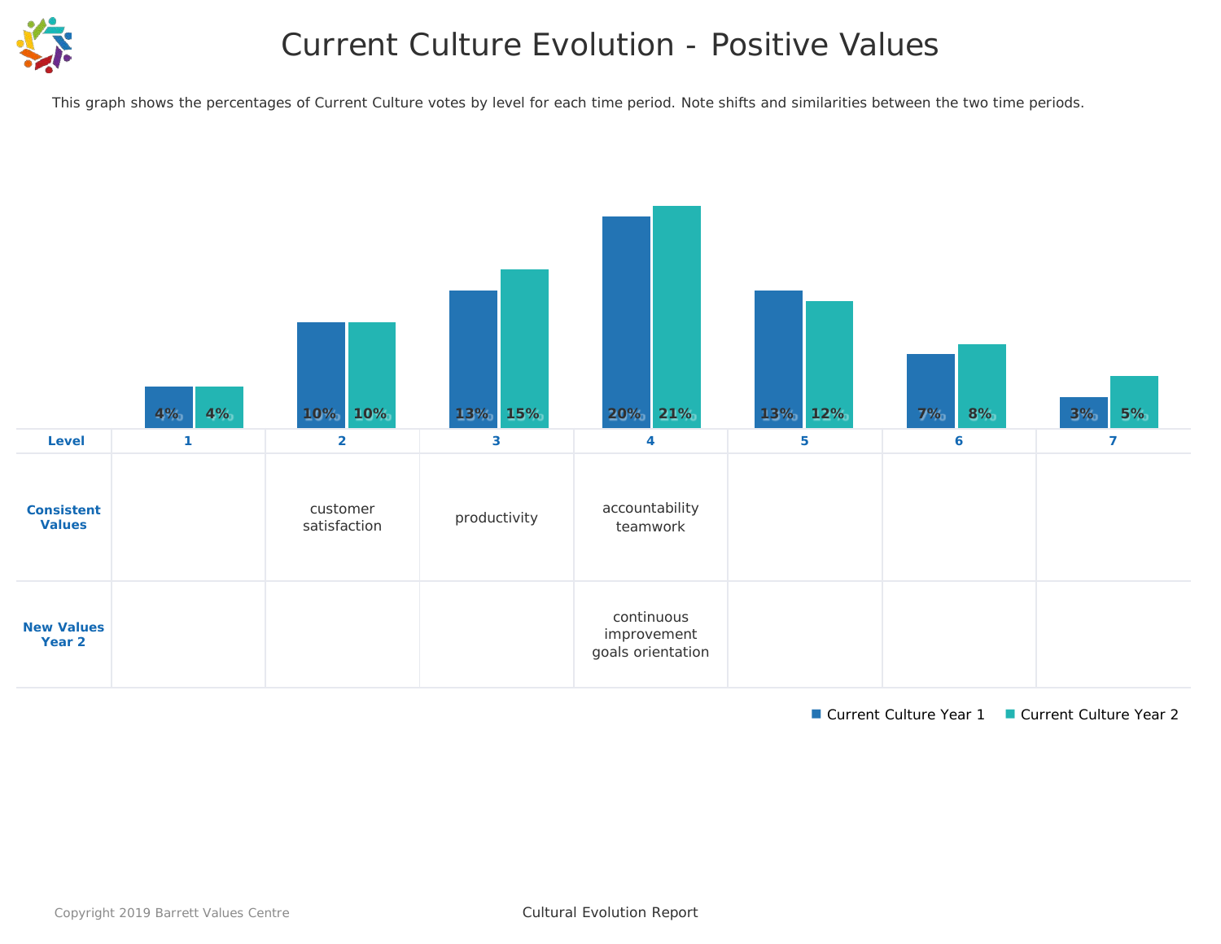# Current Culture Evolution - Positive Values

This graph shows the percentages of Current Culture votes by level for each time period. Note shifts and similarities between the two time periods.

| Level | 1 | 2 | 3 | 4 | 5 | 6 | 7 |
|---|---|---|---|---|---|---|---|
| Current Culture Year 1 | 4% | 10% | 13% | 20% | 13% | 7% | 3% |
| Current Culture Year 2 | 4% | 10% | 15% | 21% | 12% | 8% | 5% |
| Consistent Values | | customer satisfaction | productivity | accountability teamwork | | | |
| New Values Year 2 | | | | continuous improvement goals orientation | | | |

■ Current Culture Year 1 ■ Current Culture Year 2

Copyright 2019 Barrett Values Centre

Cultural Evolution Report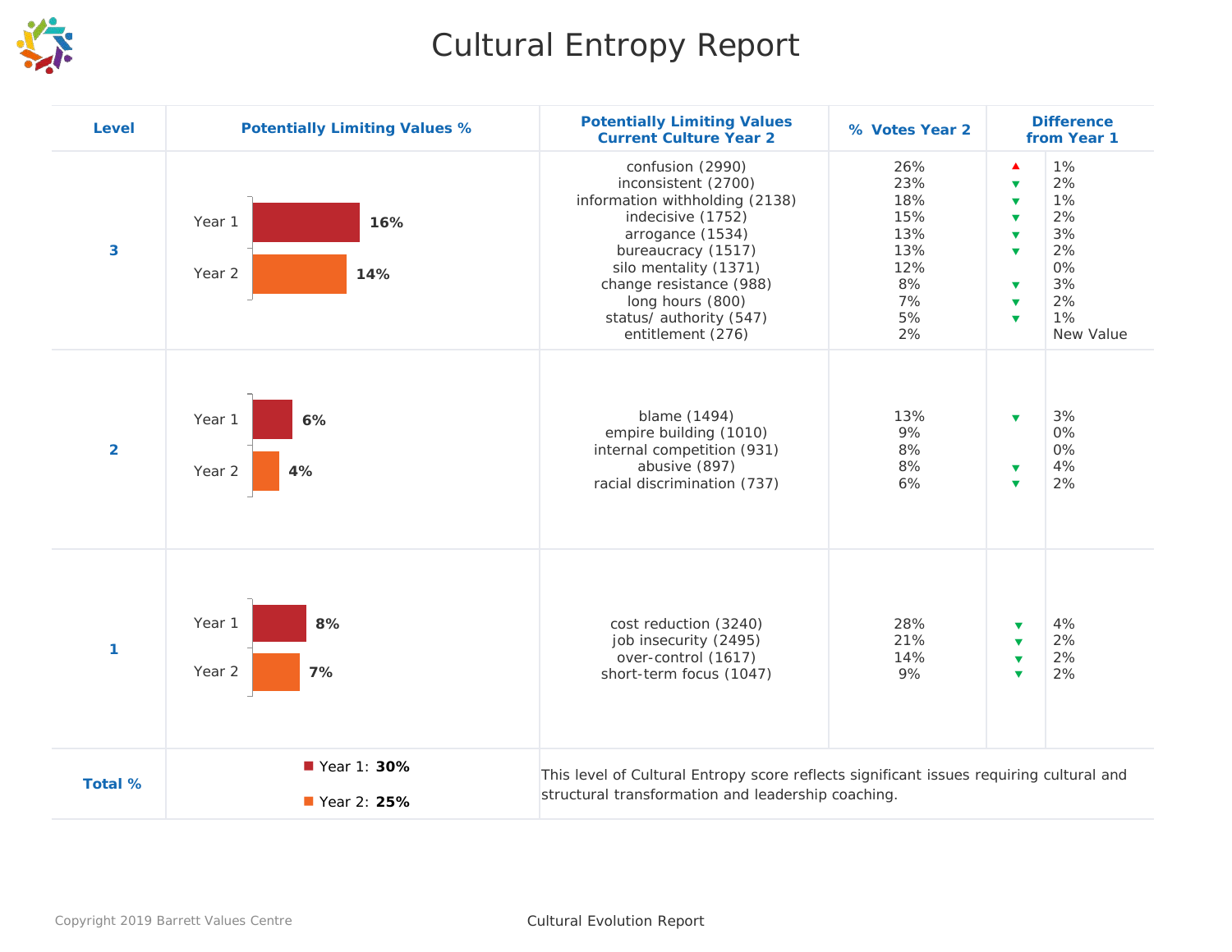# Cultural Entropy Report

| Level | Potentially Limiting Values % | Potentially Limiting Values Current Culture Year 2 | % Votes Year 2 | Difference from Year 1 | |
|---|---|---|---|---|---|
| 3 | Year 1: 16%<br>Year 2: 14% | confusion (2990) | 26% | ▲ | 1% |
| | | inconsistent (2700) | 23% | ▼ | 2% |
| | | information withholding (2138) | 18% | ▼ | 1% |
| | | indecisive (1752) | 15% | ▼ | 2% |
| | | arrogance (1534) | 13% | ▼ | 3% |
| | | bureaucracy (1517) | 13% | ▼ | 2% |
| | | silo mentality (1371) | 12% | | 0% |
| | | change resistance (988) | 8% | ▼ | 3% |
| | | long hours (800) | 7% | ▼ | 2% |
| | | status/ authority (547) | 5% | ▼ | 1% |
| | | entitlement (276) | 2% | | New Value |
| 2 | Year 1: 6%<br>Year 2: 4% | blame (1494) | 13% | ▼ | 3% |
| | | empire building (1010) | 9% | | 0% |
| | | internal competition (931) | 8% | | 0% |
| | | abusive (897) | 8% | ▼ | 4% |
| | | racial discrimination (737) | 6% | ▼ | 2% |
| 1 | Year 1: 8%<br>Year 2: 7% | cost reduction (3240) | 28% | ▼ | 4% |
| | | job insecurity (2495) | 21% | ▼ | 2% |
| | | over-control (1617) | 14% | ▼ | 2% |
| | | short-term focus (1047) | 9% | ▼ | 2% |
| Total % | Year 1: **30%**<br>Year 2: **25%** | This level of Cultural Entropy score reflects significant issues requiring cultural and structural transformation and leadership coaching. | | | |

Cultural Evolution Report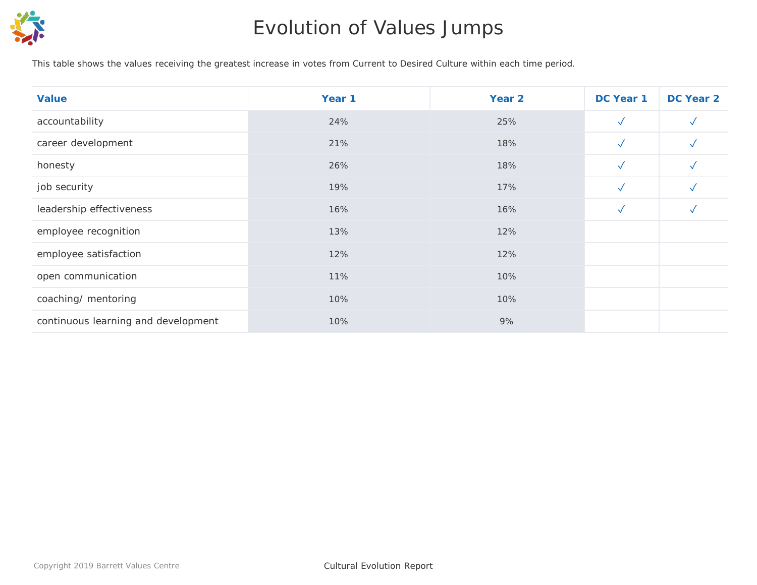# Evolution of Values Jumps

This table shows the values receiving the greatest increase in votes from Current to Desired Culture within each time period.

| Value | Year 1 | Year 2 | DC Year 1 | DC Year 2 |
|---|---|---|---|---|
| accountability | 24% | 25% | ✓ | ✓ |
| career development | 21% | 18% | ✓ | ✓ |
| honesty | 26% | 18% | ✓ | ✓ |
| job security | 19% | 17% | ✓ | ✓ |
| leadership effectiveness | 16% | 16% | ✓ | ✓ |
| employee recognition | 13% | 12% | | |
| employee satisfaction | 12% | 12% | | |
| open communication | 11% | 10% | | |
| coaching/ mentoring | 10% | 10% | | |
| continuous learning and development | 10% | 9% | | |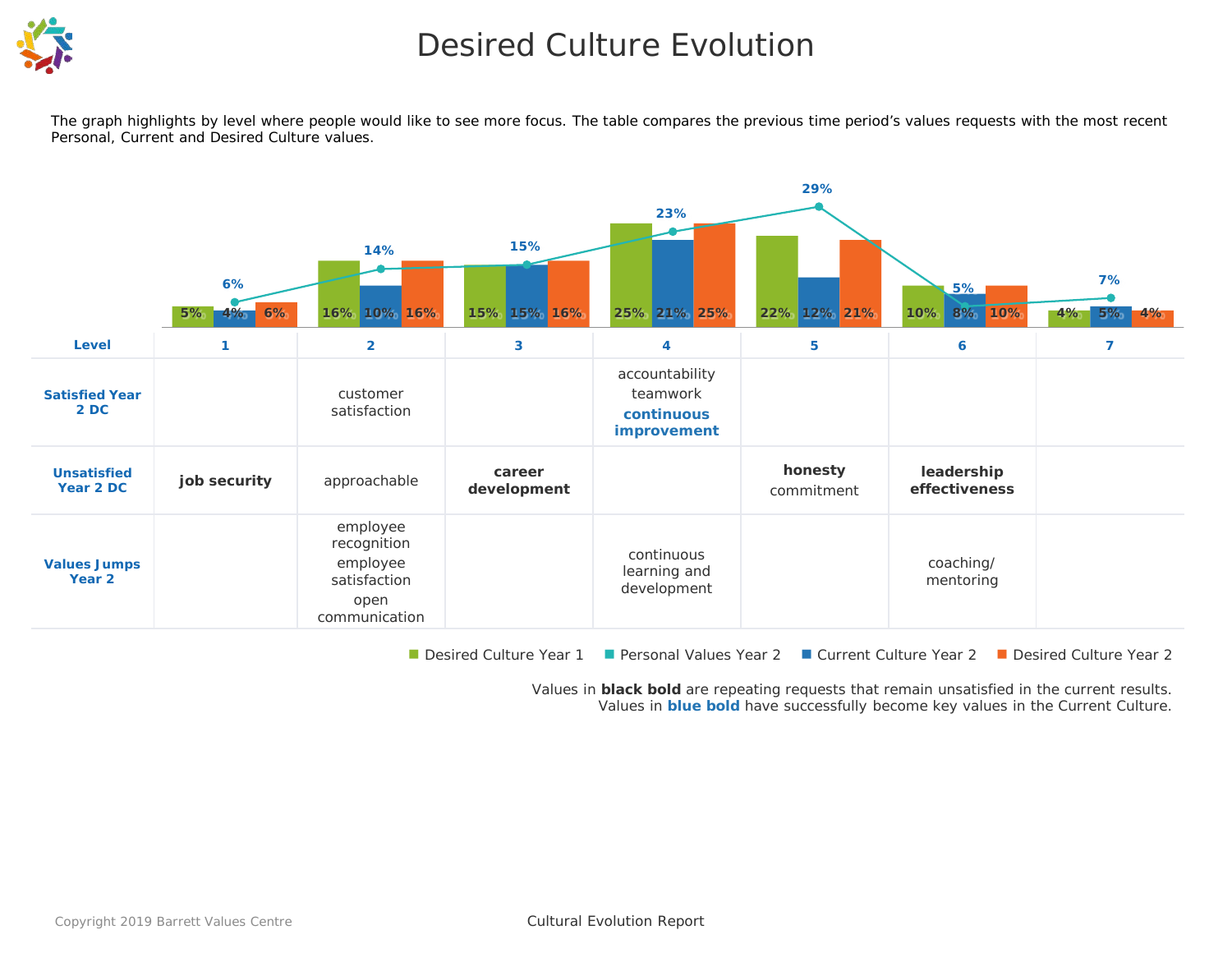# Desired Culture Evolution

The graph highlights by level where people would like to see more focus. The table compares the previous time period's values requests with the most recent Personal, Current and Desired Culture values.

| Level | Desired Culture Year 1 | Personal Values Year 2 | Current Culture Year 2 | Desired Culture Year 2 |
|---|---|---|---|---|
| 1 | 5% | 6% | 4% | 6% |
| 2 | 16% | 14% | 10% | 16% |
| 3 | 15% | 15% | 15% | 16% |
| 4 | 25% | 23% | 21% | 25% |
| 5 | 22% | 29% | 12% | 21% |
| 6 | 10% | 5% | 8% | 10% |
| 7 | 4% | 7% | 5% | 4% |

| Level | 1 | 2 | 3 | 4 | 5 | 6 | 7 |
|---|---|---|---|---|---|---|---|
| Satisfied Year 2 DC | | customer satisfaction | | accountability<br>teamwork<br>**continuous improvement** | | | |
| Unsatisfied Year 2 DC | **job security** | approachable | **career development** | | **honesty**<br>commitment | **leadership effectiveness** | |
| Values Jumps Year 2 | | employee recognition<br>employee satisfaction<br>open communication | | continuous learning and development | | coaching/ mentoring | |

Desired Culture Year 1 · Personal Values Year 2 · Current Culture Year 2 · Desired Culture Year 2

Values in **black bold** are repeating requests that remain unsatisfied in the current results.
Values in **blue bold** have successfully become key values in the Current Culture.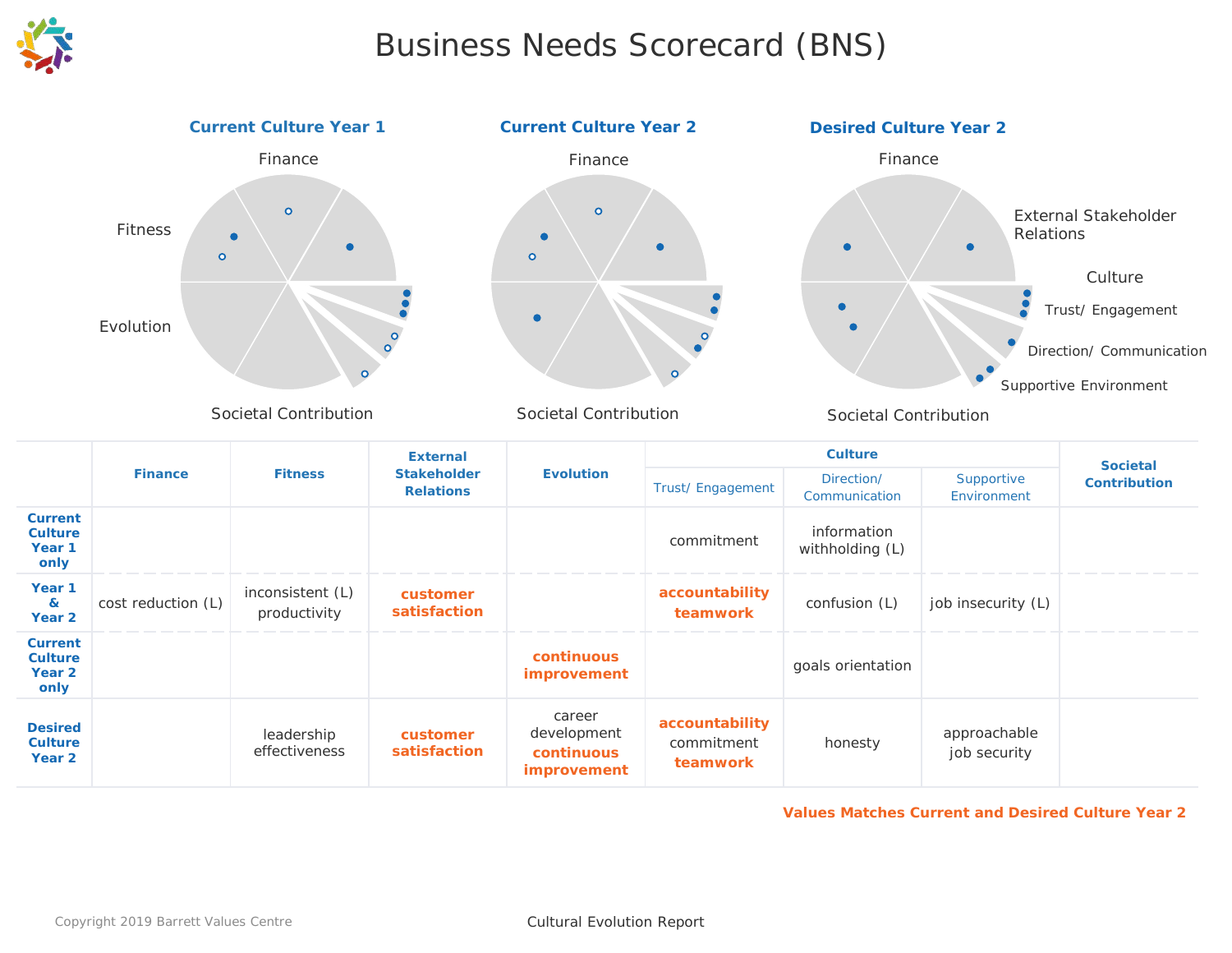# Business Needs Scorecard (BNS)

**Current Culture Year 1** | **Current Culture Year 2** | **Desired Culture Year 2**

Finance, Fitness, Evolution, Societal Contribution, External Stakeholder Relations, Culture: Trust/ Engagement, Direction/ Communication, Supportive Environment

| | Finance | Fitness | External Stakeholder Relations | Evolution | Culture | | | Societal Contribution |
|---|---|---|---|---|---|---|---|---|
| | | | | | Trust/ Engagement | Direction/ Communication | Supportive Environment | |
| **Current Culture Year 1 only** | | | | | commitment | information withholding (L) | | |
| **Year 1 & Year 2** | cost reduction (L) | inconsistent (L)<br>productivity | **customer satisfaction** | | **accountability**<br>**teamwork** | confusion (L) | job insecurity (L) | |
| **Current Culture Year 2 only** | | | | **continuous improvement** | | goals orientation | | |
| **Desired Culture Year 2** | | leadership effectiveness | **customer satisfaction** | career development<br>**continuous improvement** | **accountability**<br>commitment<br>**teamwork** | honesty | approachable<br>job security | |

**Values Matches Current and Desired Culture Year 2**

Copyright 2019 Barrett Values Centre

Cultural Evolution Report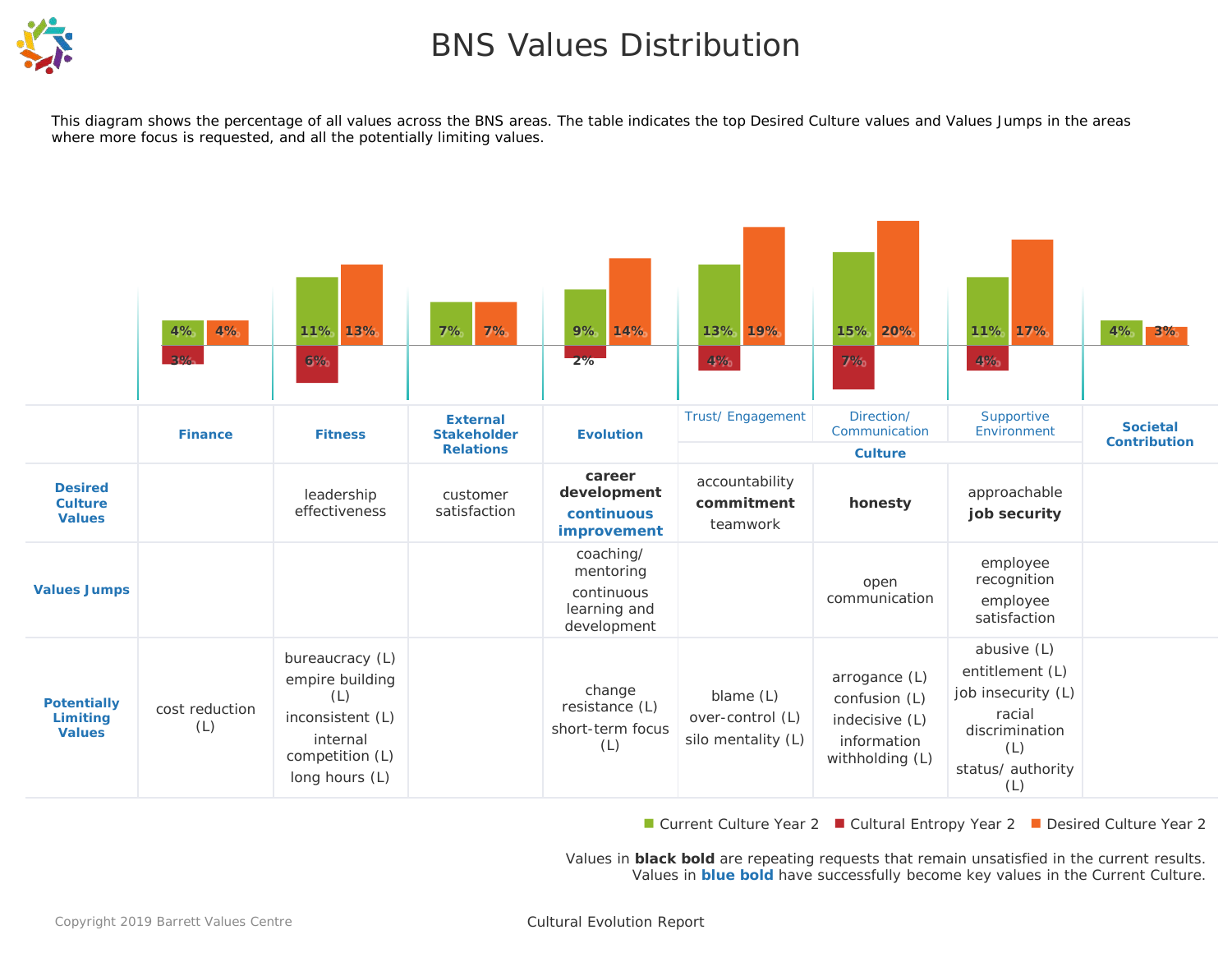# BNS Values Distribution

This diagram shows the percentage of all values across the BNS areas. The table indicates the top Desired Culture values and Values Jumps in the areas where more focus is requested, and all the potentially limiting values.

| | Finance | Fitness | External Stakeholder Relations | Evolution | Trust/ Engagement | Direction/ Communication | Supportive Environment | Societal Contribution |
|---|---|---|---|---|---|---|---|---|
| Current Culture Year 2 | 4% | 11% | 7% | 9% | 13% | 15% | 11% | 4% |
| Cultural Entropy Year 2 | 3% | 6% | | 2% | 4% | 7% | 4% | |
| Desired Culture Year 2 | 4% | 13% | 7% | 14% | 19% | 20% | 17% | 3% |

| | Finance | Fitness | External Stakeholder Relations | Evolution | Trust/ Engagement (Culture) | Direction/ Communication (Culture) | Supportive Environment (Culture) | Societal Contribution |
|---|---|---|---|---|---|---|---|---|
| **Desired Culture Values** | | leadership effectiveness | customer satisfaction | **career development**<br>**continuous improvement** | accountability<br>**commitment**<br>teamwork | **honesty** | approachable<br>**job security** | |
| **Values Jumps** | | | | coaching/ mentoring<br>continuous learning and development | | open communication | employee recognition<br>employee satisfaction | |
| **Potentially Limiting Values** | cost reduction (L) | bureaucracy (L)<br>empire building (L)<br>inconsistent (L)<br>internal competition (L)<br>long hours (L) | | change resistance (L)<br>short-term focus (L) | blame (L)<br>over-control (L)<br>silo mentality (L) | arrogance (L)<br>confusion (L)<br>indecisive (L)<br>information withholding (L) | abusive (L)<br>entitlement (L)<br>job insecurity (L)<br>racial discrimination (L)<br>status/ authority (L) | |

■ Current Culture Year 2 ■ Cultural Entropy Year 2 ■ Desired Culture Year 2

Values in **black bold** are repeating requests that remain unsatisfied in the current results.
Values in **blue bold** have successfully become key values in the Current Culture.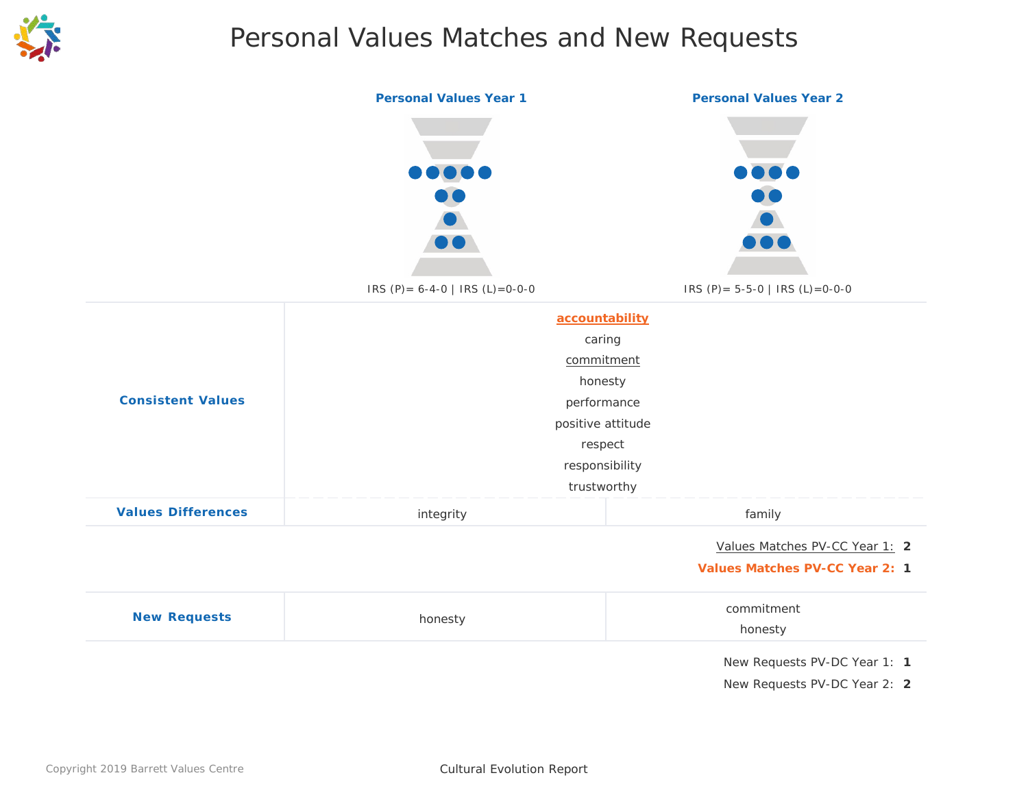# Personal Values Matches and New Requests

| | **Personal Values Year 1** | **Personal Values Year 2** |
|---|---|---|
| | IRS (P)= 6-4-0 \| IRS (L)=0-0-0 | IRS (P)= 5-5-0 \| IRS (L)=0-0-0 |
| **Consistent Values** | accountability<br>caring<br>commitment<br>honesty<br>performance<br>positive attitude<br>respect<br>responsibility<br>trustworthy | |
| **Values Differences** | integrity | family |

Values Matches PV-CC Year 1: **2**

**Values Matches PV-CC Year 2: 1**

| | | |
|---|---|---|
| **New Requests** | honesty | commitment<br>honesty |

New Requests PV-DC Year 1: **1**

New Requests PV-DC Year 2: **2**

Copyright 2019 Barrett Values Centre

Cultural Evolution Report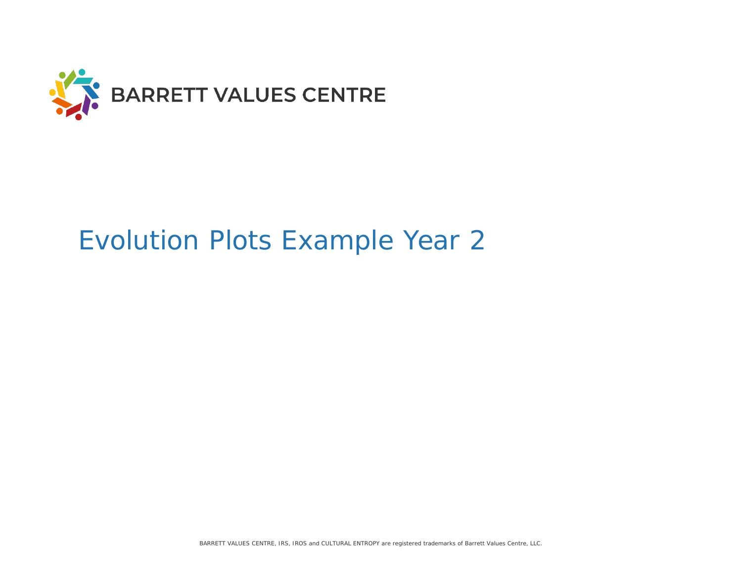BARRETT VALUES CENTRE

# Evolution Plots Example Year 2

BARRETT VALUES CENTRE, IRS, IROS and CULTURAL ENTROPY are registered trademarks of Barrett Values Centre, LLC.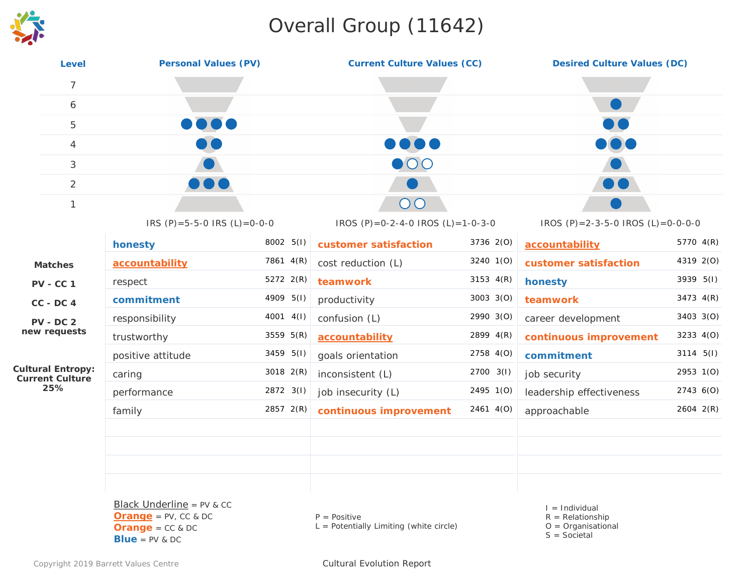# Overall Group (11642)

| Level | Personal Values (PV) | Current Culture Values (CC) | Desired Culture Values (DC) |
|---|---|---|---|
| 7 | | | |
| 6 | | | ● |
| 5 | ● ● ● ● | | ● ● |
| 4 | ● ● | ● ● ● ● | ● ● ● |
| 3 | ● | ● ○ ○ | ● |
| 2 | ● ● ● | ● | ● ● |
| 1 | | ○ ○ | ● |
| | IRS (P)=5-5-0 IRS (L)=0-0-0 | IROS (P)=0-2-4-0 IROS (L)=1-0-3-0 | IROS (P)=2-3-5-0 IROS (L)=0-0-0-0 |

**Matches**

**PV - CC 1**

**CC - DC 4**

**PV - DC 2**
**new requests**

**Cultural Entropy: Current Culture 25%**

| Personal Values (PV) | | | Current Culture Values (CC) | | | Desired Culture Values (DC) | | |
|---|---|---|---|---|---|---|---|---|
| **honesty** | 8002 | 5(I) | **customer satisfaction** | 3736 | 2(O) | **accountability** | 5770 | 4(R) |
| **accountability** | 7861 | 4(R) | cost reduction (L) | 3240 | 1(O) | **customer satisfaction** | 4319 | 2(O) |
| respect | 5272 | 2(R) | **teamwork** | 3153 | 4(R) | **honesty** | 3939 | 5(I) |
| **commitment** | 4909 | 5(I) | productivity | 3003 | 3(O) | **teamwork** | 3473 | 4(R) |
| responsibility | 4001 | 4(I) | confusion (L) | 2990 | 3(O) | career development | 3403 | 3(O) |
| trustworthy | 3559 | 5(R) | **accountability** | 2899 | 4(R) | **continuous improvement** | 3233 | 4(O) |
| positive attitude | 3459 | 5(I) | goals orientation | 2758 | 4(O) | **commitment** | 3114 | 5(I) |
| caring | 3018 | 2(R) | inconsistent (L) | 2700 | 3(I) | job security | 2953 | 1(O) |
| performance | 2872 | 3(I) | job insecurity (L) | 2495 | 1(O) | leadership effectiveness | 2743 | 6(O) |
| family | 2857 | 2(R) | **continuous improvement** | 2461 | 4(O) | approachable | 2604 | 2(R) |

Black Underline = PV & CC
**Orange** = PV, CC & DC
**Orange** = CC & DC
**Blue** = PV & DC

P = Positive
L = Potentially Limiting (white circle)

I = Individual
R = Relationship
O = Organisational
S = Societal

Copyright 2019 Barrett Values Centre

Cultural Evolution Report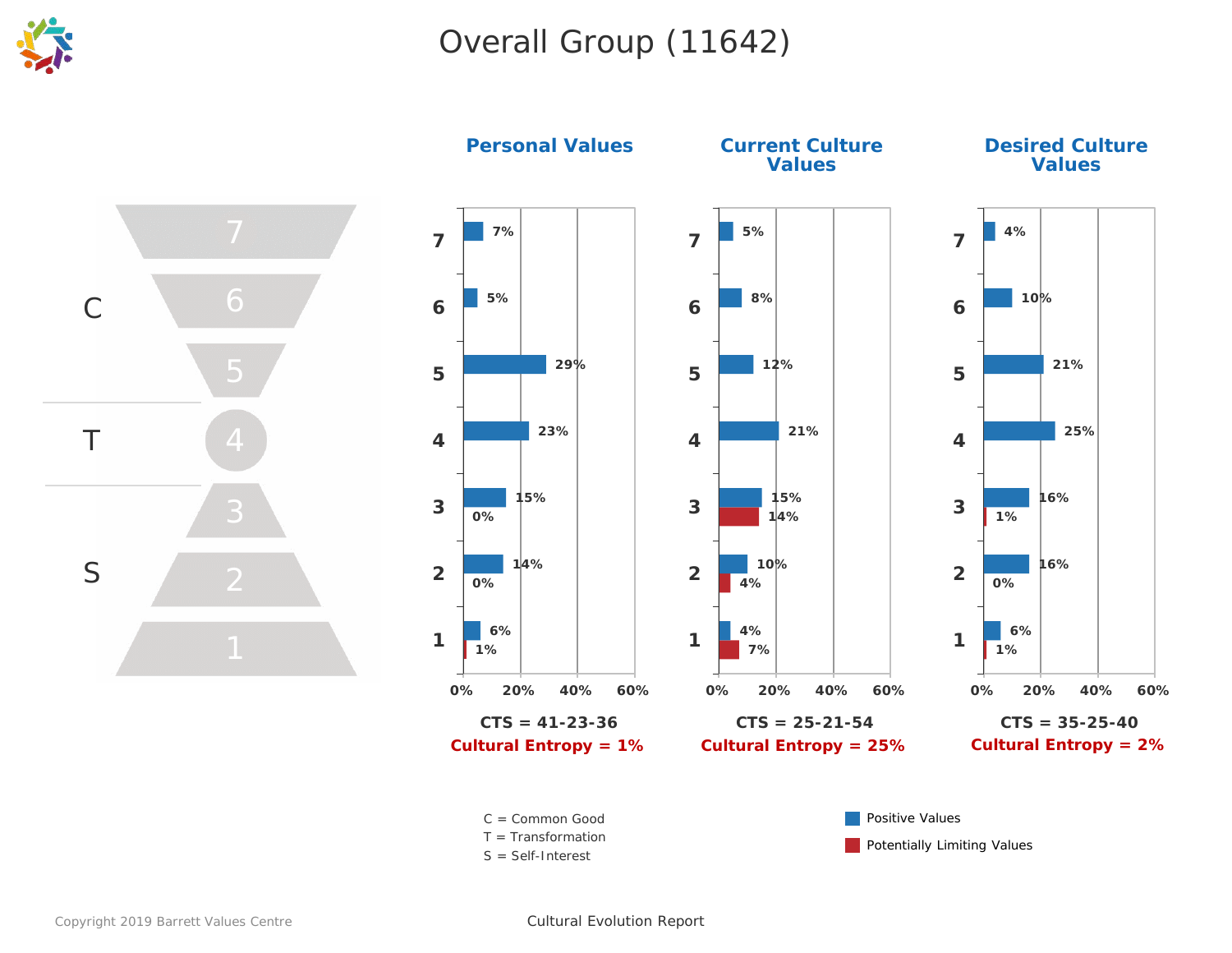# Overall Group (11642)

C

T

S

7
6
5
4
3
2
1

## Personal Values

7 — 7%
6 — 5%
5 — 29%
4 — 23%
3 — 15% / 0%
2 — 14% / 0%
1 — 6% / 1%

0% 20% 40% 60%

**CTS = 41-23-36**

**Cultural Entropy = 1%**

## Current Culture Values

7 — 5%
6 — 8%
5 — 12%
4 — 21%
3 — 15% / 14%
2 — 10% / 4%
1 — 4% / 7%

0% 20% 40% 60%

**CTS = 25-21-54**

**Cultural Entropy = 25%**

## Desired Culture Values

7 — 4%
6 — 10%
5 — 21%
4 — 25%
3 — 16% / 1%
2 — 16% / 0%
1 — 6% / 1%

0% 20% 40% 60%

**CTS = 35-25-40**

**Cultural Entropy = 2%**

C = Common Good
T = Transformation
S = Self-Interest

Positive Values
Potentially Limiting Values

Copyright 2019 Barrett Values Centre

Cultural Evolution Report